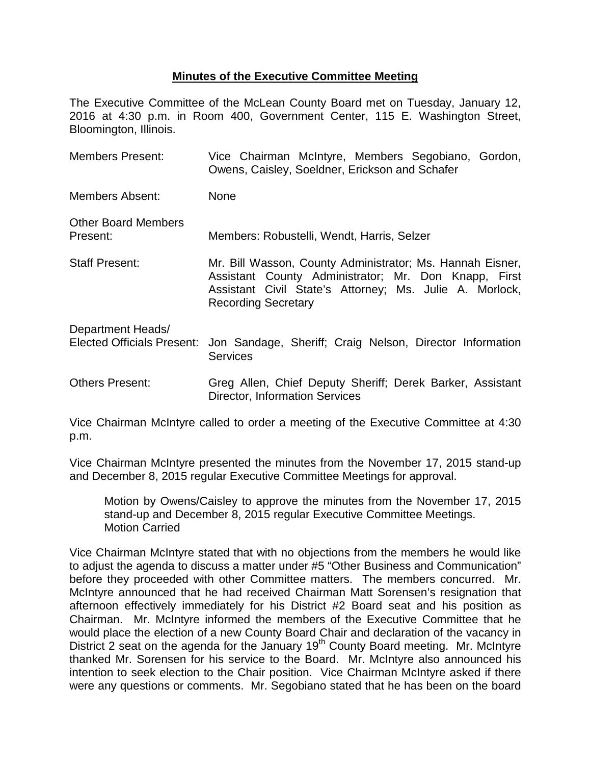# **Minutes of the Executive Committee Meeting**

The Executive Committee of the McLean County Board met on Tuesday, January 12, 2016 at 4:30 p.m. in Room 400, Government Center, 115 E. Washington Street, Bloomington, Illinois.

| | |
|---|---|
| Members Present: | Vice Chairman McIntyre, Members Segobiano, Gordon, Owens, Caisley, Soeldner, Erickson and Schafer |
| Members Absent: | None |
| Other Board Members Present: | Members: Robustelli, Wendt, Harris, Selzer |
| Staff Present: | Mr. Bill Wasson, County Administrator; Ms. Hannah Eisner, Assistant County Administrator; Mr. Don Knapp, First Assistant Civil State's Attorney; Ms. Julie A. Morlock, Recording Secretary |
| Department Heads/ Elected Officials Present: | Jon Sandage, Sheriff; Craig Nelson, Director Information Services |
| Others Present: | Greg Allen, Chief Deputy Sheriff; Derek Barker, Assistant Director, Information Services |

Vice Chairman McIntyre called to order a meeting of the Executive Committee at 4:30 p.m.

Vice Chairman McIntyre presented the minutes from the November 17, 2015 stand-up and December 8, 2015 regular Executive Committee Meetings for approval.

> Motion by Owens/Caisley to approve the minutes from the November 17, 2015 stand-up and December 8, 2015 regular Executive Committee Meetings.
> Motion Carried

Vice Chairman McIntyre stated that with no objections from the members he would like to adjust the agenda to discuss a matter under #5 "Other Business and Communication" before they proceeded with other Committee matters. The members concurred. Mr. McIntyre announced that he had received Chairman Matt Sorensen's resignation that afternoon effectively immediately for his District #2 Board seat and his position as Chairman. Mr. McIntyre informed the members of the Executive Committee that he would place the election of a new County Board Chair and declaration of the vacancy in District 2 seat on the agenda for the January 19th County Board meeting. Mr. McIntyre thanked Mr. Sorensen for his service to the Board. Mr. McIntyre also announced his intention to seek election to the Chair position. Vice Chairman McIntyre asked if there were any questions or comments. Mr. Segobiano stated that he has been on the board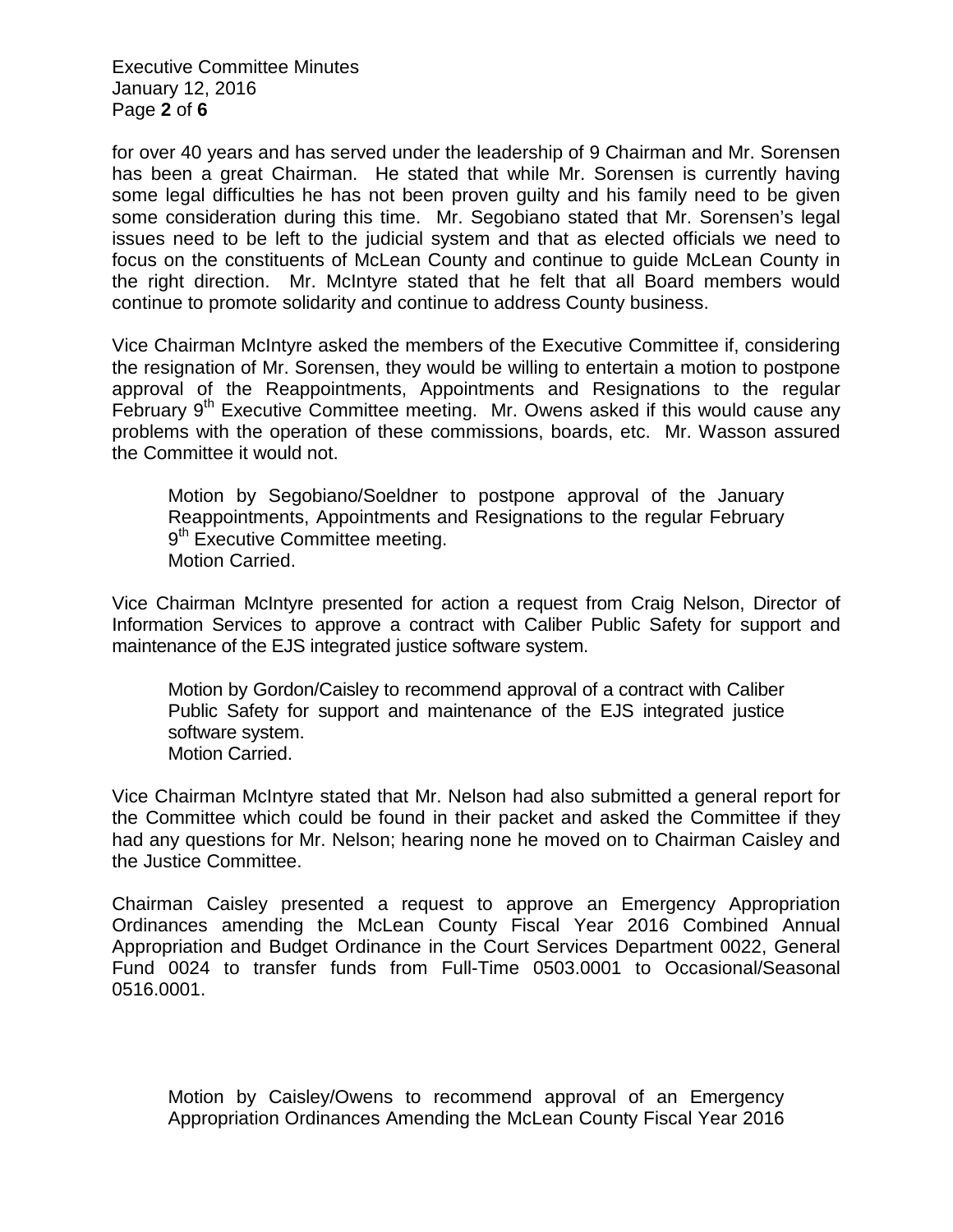for over 40 years and has served under the leadership of 9 Chairman and Mr. Sorensen has been a great Chairman. He stated that while Mr. Sorensen is currently having some legal difficulties he has not been proven guilty and his family need to be given some consideration during this time. Mr. Segobiano stated that Mr. Sorensen's legal issues need to be left to the judicial system and that as elected officials we need to focus on the constituents of McLean County and continue to guide McLean County in the right direction. Mr. McIntyre stated that he felt that all Board members would continue to promote solidarity and continue to address County business.

Vice Chairman McIntyre asked the members of the Executive Committee if, considering the resignation of Mr. Sorensen, they would be willing to entertain a motion to postpone approval of the Reappointments, Appointments and Resignations to the regular February 9th Executive Committee meeting. Mr. Owens asked if this would cause any problems with the operation of these commissions, boards, etc. Mr. Wasson assured the Committee it would not.

> Motion by Segobiano/Soeldner to postpone approval of the January Reappointments, Appointments and Resignations to the regular February 9th Executive Committee meeting.
> Motion Carried.

Vice Chairman McIntyre presented for action a request from Craig Nelson, Director of Information Services to approve a contract with Caliber Public Safety for support and maintenance of the EJS integrated justice software system.

> Motion by Gordon/Caisley to recommend approval of a contract with Caliber Public Safety for support and maintenance of the EJS integrated justice software system.
> Motion Carried.

Vice Chairman McIntyre stated that Mr. Nelson had also submitted a general report for the Committee which could be found in their packet and asked the Committee if they had any questions for Mr. Nelson; hearing none he moved on to Chairman Caisley and the Justice Committee.

Chairman Caisley presented a request to approve an Emergency Appropriation Ordinances amending the McLean County Fiscal Year 2016 Combined Annual Appropriation and Budget Ordinance in the Court Services Department 0022, General Fund 0024 to transfer funds from Full-Time 0503.0001 to Occasional/Seasonal 0516.0001.

> Motion by Caisley/Owens to recommend approval of an Emergency Appropriation Ordinances Amending the McLean County Fiscal Year 2016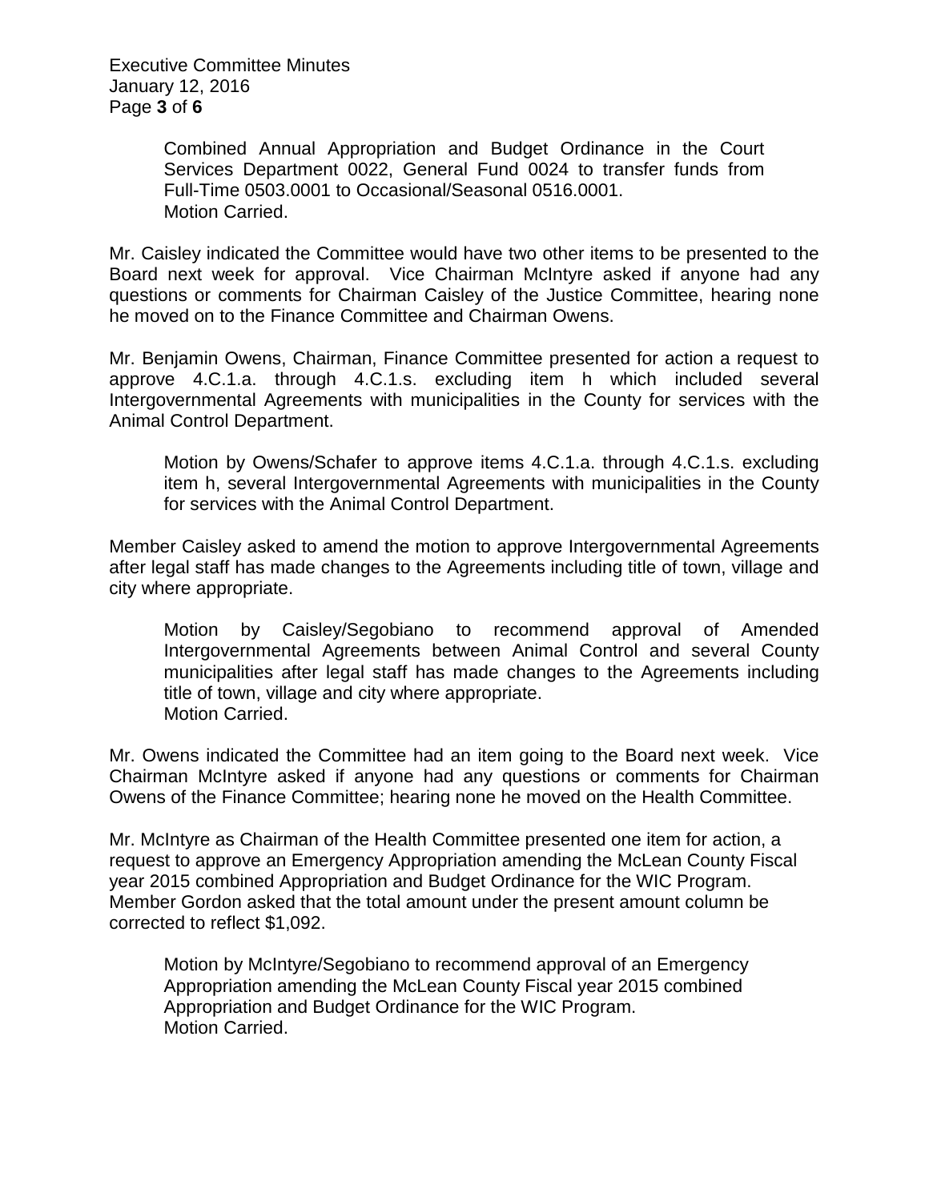Combined Annual Appropriation and Budget Ordinance in the Court Services Department 0022, General Fund 0024 to transfer funds from Full-Time 0503.0001 to Occasional/Seasonal 0516.0001.
Motion Carried.

Mr. Caisley indicated the Committee would have two other items to be presented to the Board next week for approval. Vice Chairman McIntyre asked if anyone had any questions or comments for Chairman Caisley of the Justice Committee, hearing none he moved on to the Finance Committee and Chairman Owens.

Mr. Benjamin Owens, Chairman, Finance Committee presented for action a request to approve 4.C.1.a. through 4.C.1.s. excluding item h which included several Intergovernmental Agreements with municipalities in the County for services with the Animal Control Department.

> Motion by Owens/Schafer to approve items 4.C.1.a. through 4.C.1.s. excluding item h, several Intergovernmental Agreements with municipalities in the County for services with the Animal Control Department.

Member Caisley asked to amend the motion to approve Intergovernmental Agreements after legal staff has made changes to the Agreements including title of town, village and city where appropriate.

> Motion by Caisley/Segobiano to recommend approval of Amended Intergovernmental Agreements between Animal Control and several County municipalities after legal staff has made changes to the Agreements including title of town, village and city where appropriate.
> Motion Carried.

Mr. Owens indicated the Committee had an item going to the Board next week. Vice Chairman McIntyre asked if anyone had any questions or comments for Chairman Owens of the Finance Committee; hearing none he moved on the Health Committee.

Mr. McIntyre as Chairman of the Health Committee presented one item for action, a request to approve an Emergency Appropriation amending the McLean County Fiscal year 2015 combined Appropriation and Budget Ordinance for the WIC Program. Member Gordon asked that the total amount under the present amount column be corrected to reflect $1,092.

> Motion by McIntyre/Segobiano to recommend approval of an Emergency Appropriation amending the McLean County Fiscal year 2015 combined Appropriation and Budget Ordinance for the WIC Program.
> Motion Carried.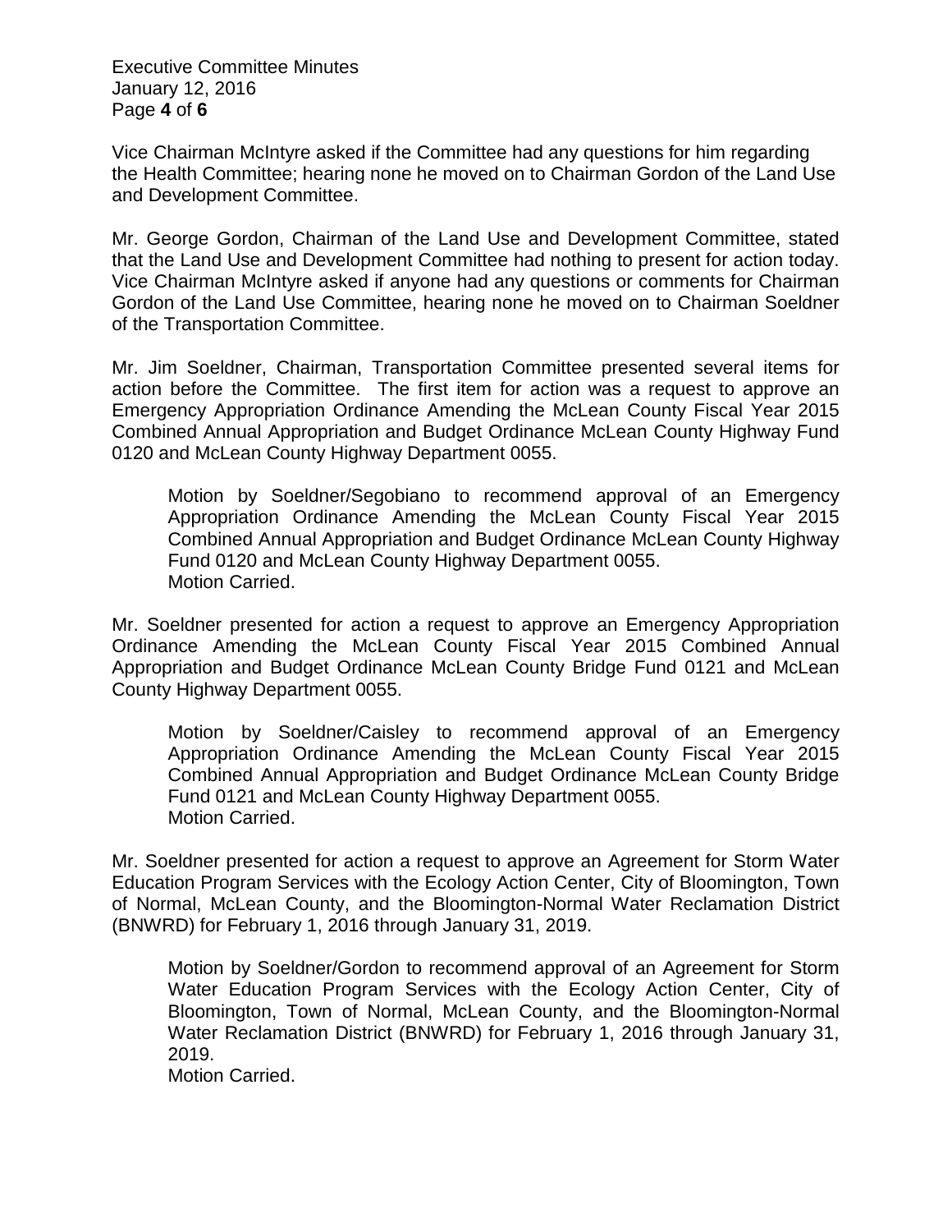Vice Chairman McIntyre asked if the Committee had any questions for him regarding the Health Committee; hearing none he moved on to Chairman Gordon of the Land Use and Development Committee.

Mr. George Gordon, Chairman of the Land Use and Development Committee, stated that the Land Use and Development Committee had nothing to present for action today. Vice Chairman McIntyre asked if anyone had any questions or comments for Chairman Gordon of the Land Use Committee, hearing none he moved on to Chairman Soeldner of the Transportation Committee.

Mr. Jim Soeldner, Chairman, Transportation Committee presented several items for action before the Committee. The first item for action was a request to approve an Emergency Appropriation Ordinance Amending the McLean County Fiscal Year 2015 Combined Annual Appropriation and Budget Ordinance McLean County Highway Fund 0120 and McLean County Highway Department 0055.

> Motion by Soeldner/Segobiano to recommend approval of an Emergency Appropriation Ordinance Amending the McLean County Fiscal Year 2015 Combined Annual Appropriation and Budget Ordinance McLean County Highway Fund 0120 and McLean County Highway Department 0055.
> Motion Carried.

Mr. Soeldner presented for action a request to approve an Emergency Appropriation Ordinance Amending the McLean County Fiscal Year 2015 Combined Annual Appropriation and Budget Ordinance McLean County Bridge Fund 0121 and McLean County Highway Department 0055.

> Motion by Soeldner/Caisley to recommend approval of an Emergency Appropriation Ordinance Amending the McLean County Fiscal Year 2015 Combined Annual Appropriation and Budget Ordinance McLean County Bridge Fund 0121 and McLean County Highway Department 0055.
> Motion Carried.

Mr. Soeldner presented for action a request to approve an Agreement for Storm Water Education Program Services with the Ecology Action Center, City of Bloomington, Town of Normal, McLean County, and the Bloomington-Normal Water Reclamation District (BNWRD) for February 1, 2016 through January 31, 2019.

> Motion by Soeldner/Gordon to recommend approval of an Agreement for Storm Water Education Program Services with the Ecology Action Center, City of Bloomington, Town of Normal, McLean County, and the Bloomington-Normal Water Reclamation District (BNWRD) for February 1, 2016 through January 31, 2019.
> Motion Carried.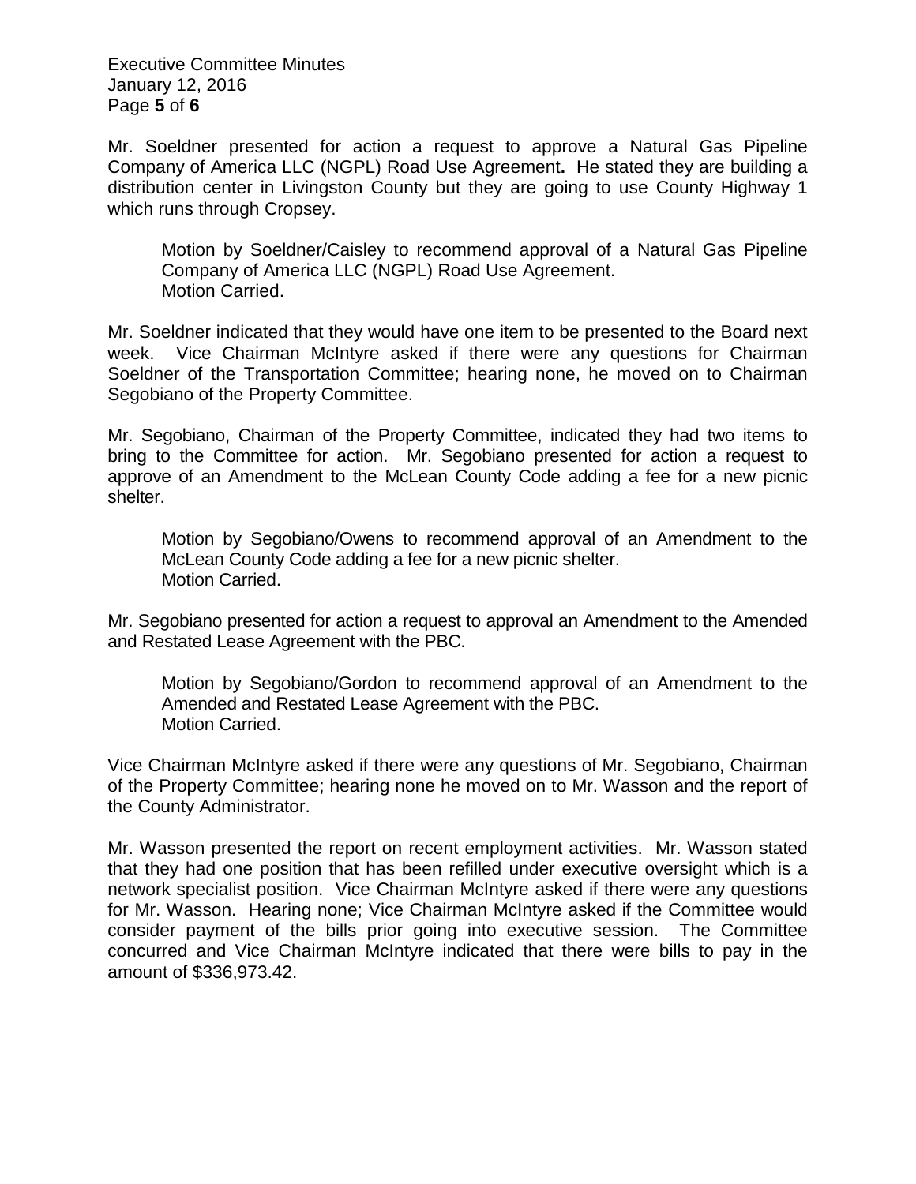Mr. Soeldner presented for action a request to approve a Natural Gas Pipeline Company of America LLC (NGPL) Road Use Agreement**.** He stated they are building a distribution center in Livingston County but they are going to use County Highway 1 which runs through Cropsey.

> Motion by Soeldner/Caisley to recommend approval of a Natural Gas Pipeline Company of America LLC (NGPL) Road Use Agreement.
> Motion Carried.

Mr. Soeldner indicated that they would have one item to be presented to the Board next week. Vice Chairman McIntyre asked if there were any questions for Chairman Soeldner of the Transportation Committee; hearing none, he moved on to Chairman Segobiano of the Property Committee.

Mr. Segobiano, Chairman of the Property Committee, indicated they had two items to bring to the Committee for action. Mr. Segobiano presented for action a request to approve of an Amendment to the McLean County Code adding a fee for a new picnic shelter.

> Motion by Segobiano/Owens to recommend approval of an Amendment to the McLean County Code adding a fee for a new picnic shelter.
> Motion Carried.

Mr. Segobiano presented for action a request to approval an Amendment to the Amended and Restated Lease Agreement with the PBC.

> Motion by Segobiano/Gordon to recommend approval of an Amendment to the Amended and Restated Lease Agreement with the PBC.
> Motion Carried.

Vice Chairman McIntyre asked if there were any questions of Mr. Segobiano, Chairman of the Property Committee; hearing none he moved on to Mr. Wasson and the report of the County Administrator.

Mr. Wasson presented the report on recent employment activities. Mr. Wasson stated that they had one position that has been refilled under executive oversight which is a network specialist position. Vice Chairman McIntyre asked if there were any questions for Mr. Wasson. Hearing none; Vice Chairman McIntyre asked if the Committee would consider payment of the bills prior going into executive session. The Committee concurred and Vice Chairman McIntyre indicated that there were bills to pay in the amount of $336,973.42.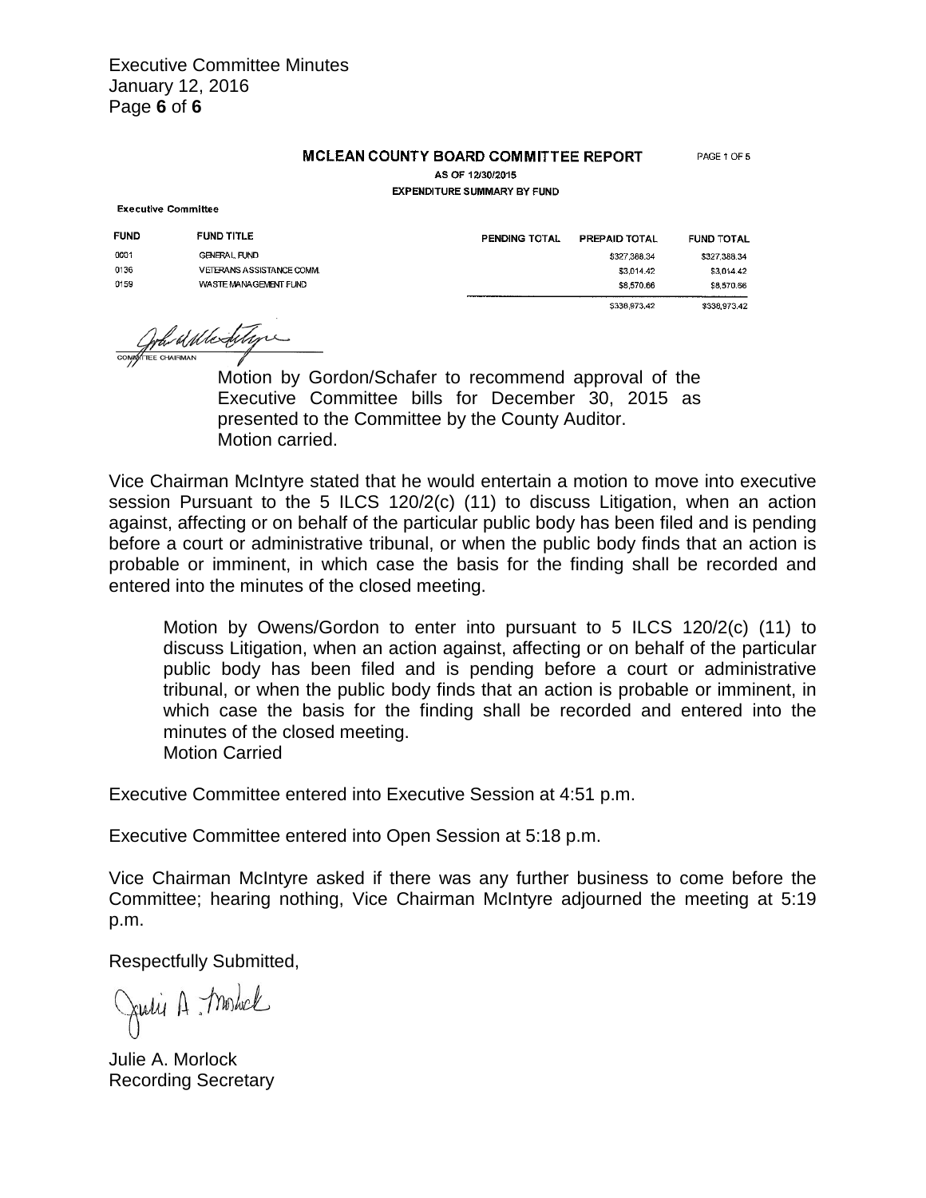**MCLEAN COUNTY BOARD COMMITTEE REPORT**

PAGE 1 OF 5

AS OF 12/30/2015

EXPENDITURE SUMMARY BY FUND

**Executive Committee**

| FUND | FUND TITLE | PENDING TOTAL | PREPAID TOTAL | FUND TOTAL |
|---|---|---|---|---|
| 0001 | GENERAL FUND | | $327,388.34 | $327,388.34 |
| 0136 | VETERANS ASSISTANCE COMM. | | $3,014.42 | $3,014.42 |
| 0159 | WASTE MANAGEMENT FUND | | $8,570.66 | $8,570.66 |
| | | | $338,973.42 | $338,973.42 |

COMMITTEE CHAIRMAN

Motion by Gordon/Schafer to recommend approval of the Executive Committee bills for December 30, 2015 as presented to the Committee by the County Auditor.
Motion carried.

Vice Chairman McIntyre stated that he would entertain a motion to move into executive session Pursuant to the 5 ILCS 120/2(c) (11) to discuss Litigation, when an action against, affecting or on behalf of the particular public body has been filed and is pending before a court or administrative tribunal, or when the public body finds that an action is probable or imminent, in which case the basis for the finding shall be recorded and entered into the minutes of the closed meeting.

Motion by Owens/Gordon to enter into pursuant to 5 ILCS 120/2(c) (11) to discuss Litigation, when an action against, affecting or on behalf of the particular public body has been filed and is pending before a court or administrative tribunal, or when the public body finds that an action is probable or imminent, in which case the basis for the finding shall be recorded and entered into the minutes of the closed meeting.
Motion Carried

Executive Committee entered into Executive Session at 4:51 p.m.

Executive Committee entered into Open Session at 5:18 p.m.

Vice Chairman McIntyre asked if there was any further business to come before the Committee; hearing nothing, Vice Chairman McIntyre adjourned the meeting at 5:19 p.m.

Respectfully Submitted,

Julie A. Morlock
Recording Secretary